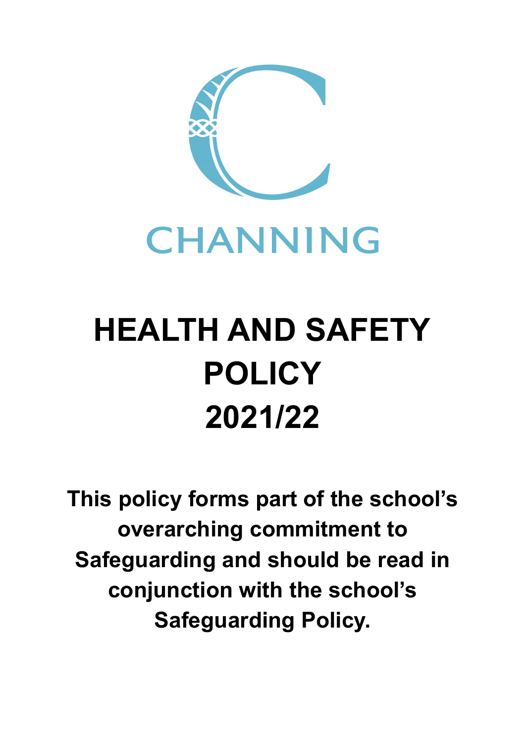CHANNING

# HEALTH AND SAFETY POLICY 2021/22

**This policy forms part of the school's overarching commitment to Safeguarding and should be read in conjunction with the school's Safeguarding Policy.**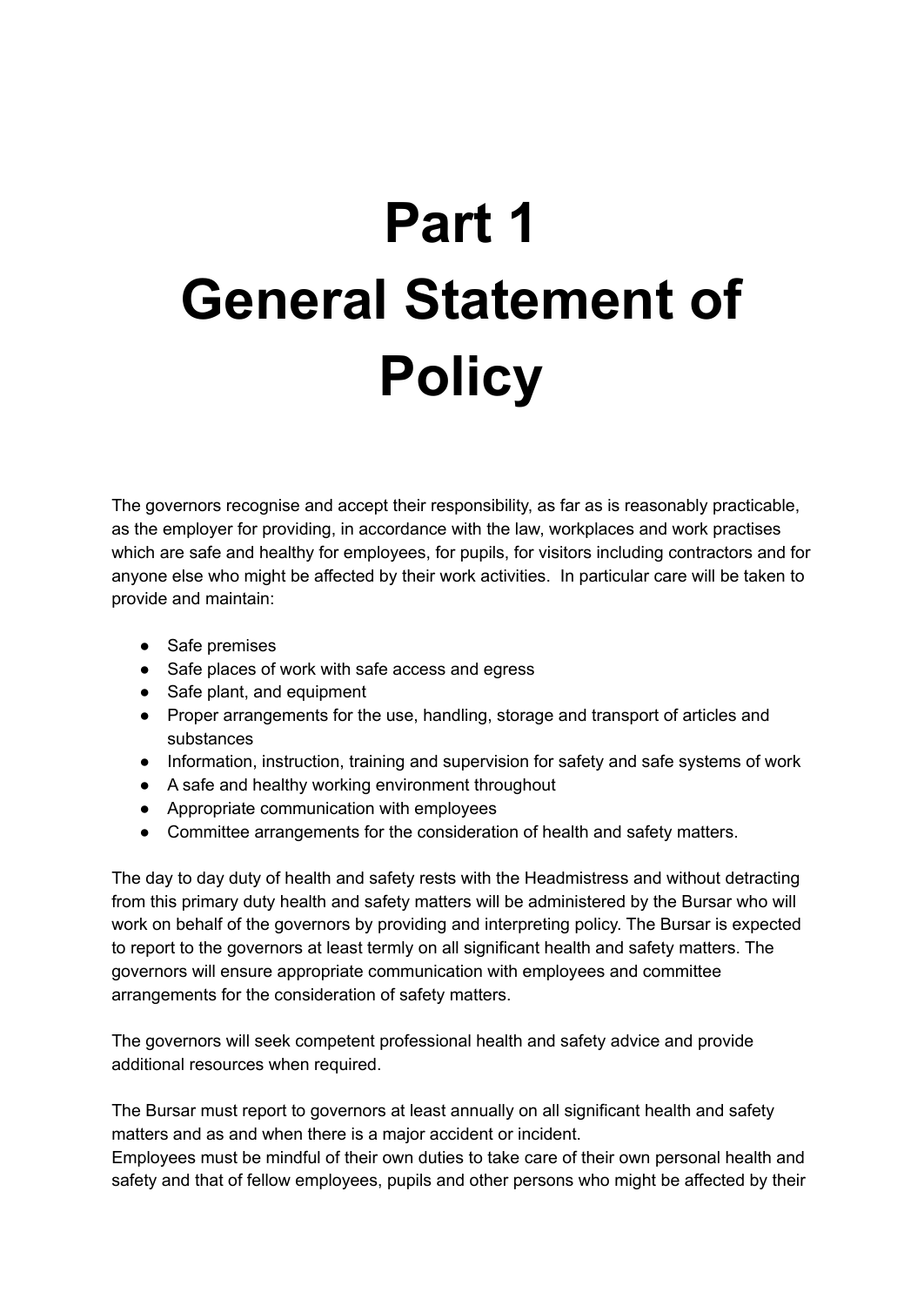# Part 1
# General Statement of Policy

The governors recognise and accept their responsibility, as far as is reasonably practicable, as the employer for providing, in accordance with the law, workplaces and work practises which are safe and healthy for employees, for pupils, for visitors including contractors and for anyone else who might be affected by their work activities. In particular care will be taken to provide and maintain:

- Safe premises
- Safe places of work with safe access and egress
- Safe plant, and equipment
- Proper arrangements for the use, handling, storage and transport of articles and substances
- Information, instruction, training and supervision for safety and safe systems of work
- A safe and healthy working environment throughout
- Appropriate communication with employees
- Committee arrangements for the consideration of health and safety matters.

The day to day duty of health and safety rests with the Headmistress and without detracting from this primary duty health and safety matters will be administered by the Bursar who will work on behalf of the governors by providing and interpreting policy. The Bursar is expected to report to the governors at least termly on all significant health and safety matters. The governors will ensure appropriate communication with employees and committee arrangements for the consideration of safety matters.

The governors will seek competent professional health and safety advice and provide additional resources when required.

The Bursar must report to governors at least annually on all significant health and safety matters and as and when there is a major accident or incident.
Employees must be mindful of their own duties to take care of their own personal health and safety and that of fellow employees, pupils and other persons who might be affected by their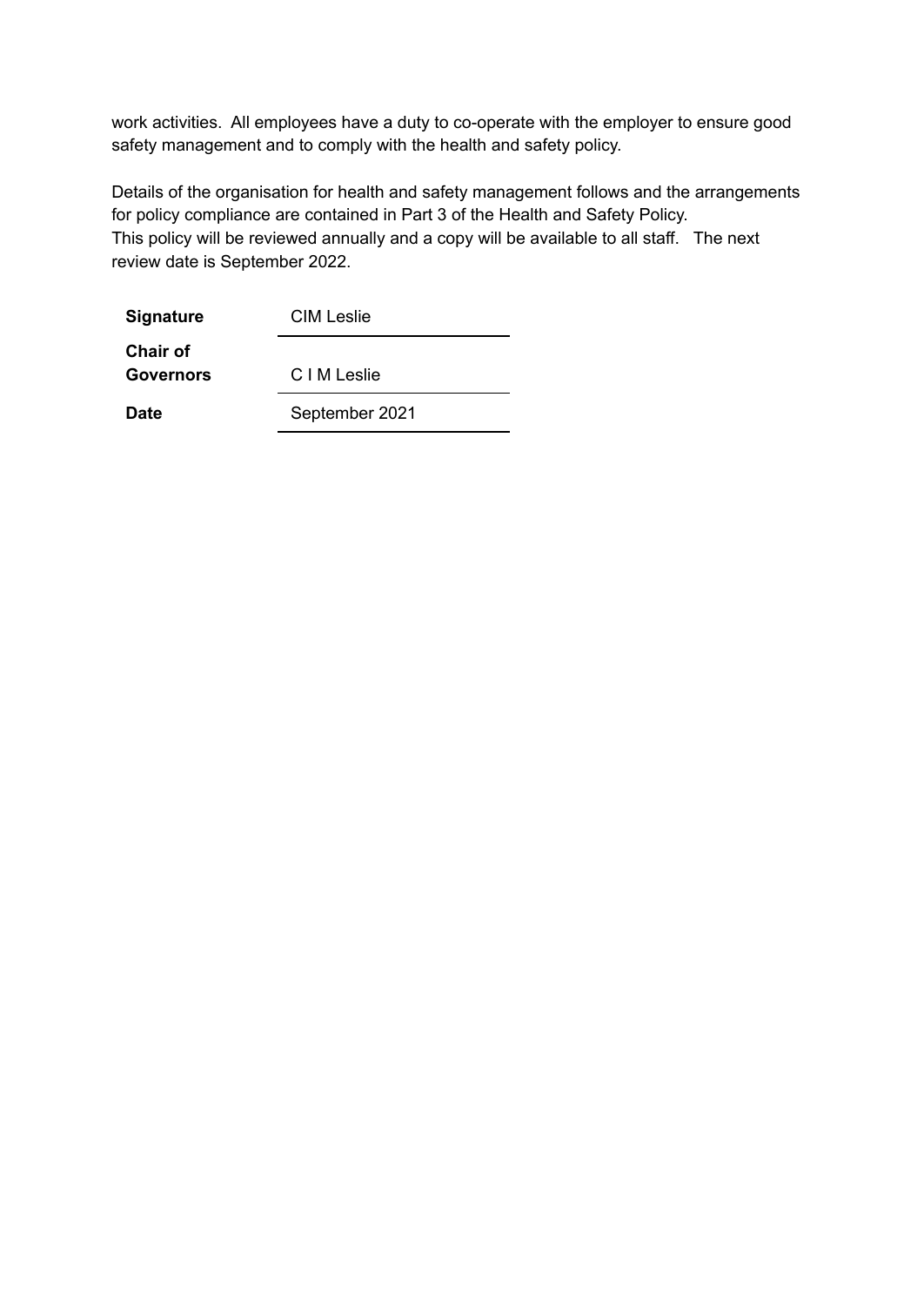work activities.  All employees have a duty to co-operate with the employer to ensure good safety management and to comply with the health and safety policy.

Details of the organisation for health and safety management follows and the arrangements for policy compliance are contained in Part 3 of the Health and Safety Policy.
This policy will be reviewed annually and a copy will be available to all staff.   The next review date is September 2022.

| | |
|---|---|
| **Signature** | CIM Leslie |
| **Chair of Governors** | C I M Leslie |
| **Date** | September 2021 |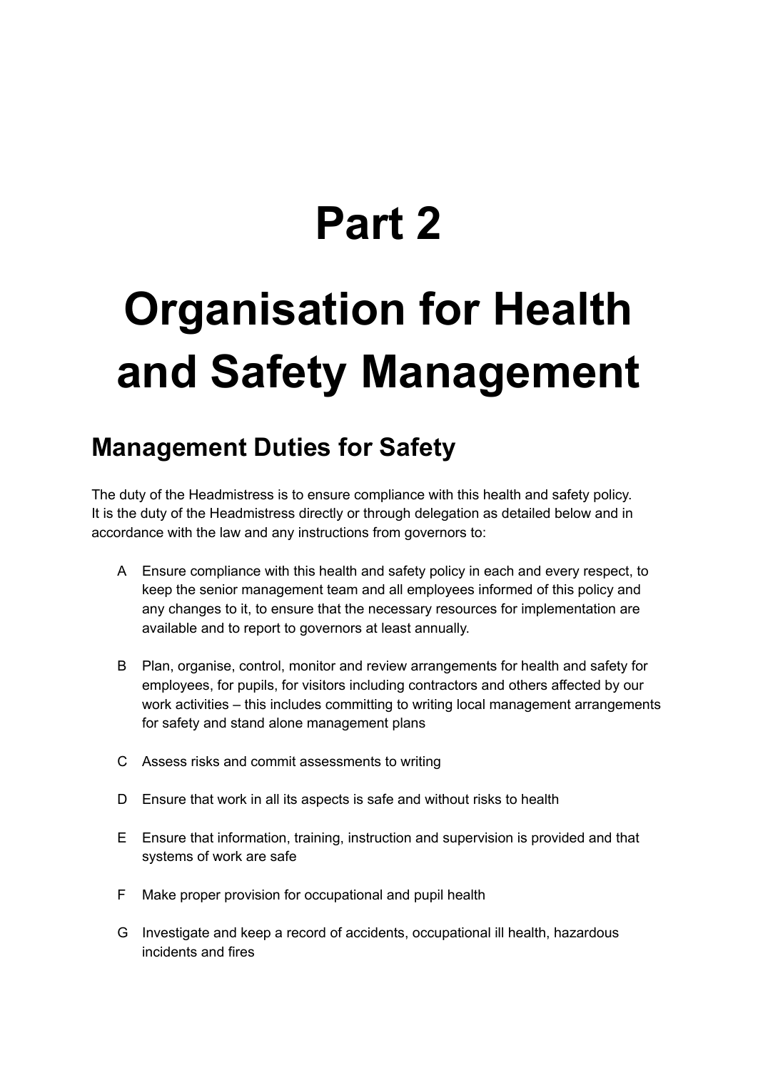# Part 2

# Organisation for Health and Safety Management

## Management Duties for Safety

The duty of the Headmistress is to ensure compliance with this health and safety policy. It is the duty of the Headmistress directly or through delegation as detailed below and in accordance with the law and any instructions from governors to:

A Ensure compliance with this health and safety policy in each and every respect, to keep the senior management team and all employees informed of this policy and any changes to it, to ensure that the necessary resources for implementation are available and to report to governors at least annually.

B Plan, organise, control, monitor and review arrangements for health and safety for employees, for pupils, for visitors including contractors and others affected by our work activities – this includes committing to writing local management arrangements for safety and stand alone management plans

C Assess risks and commit assessments to writing

D Ensure that work in all its aspects is safe and without risks to health

E Ensure that information, training, instruction and supervision is provided and that systems of work are safe

F Make proper provision for occupational and pupil health

G Investigate and keep a record of accidents, occupational ill health, hazardous incidents and fires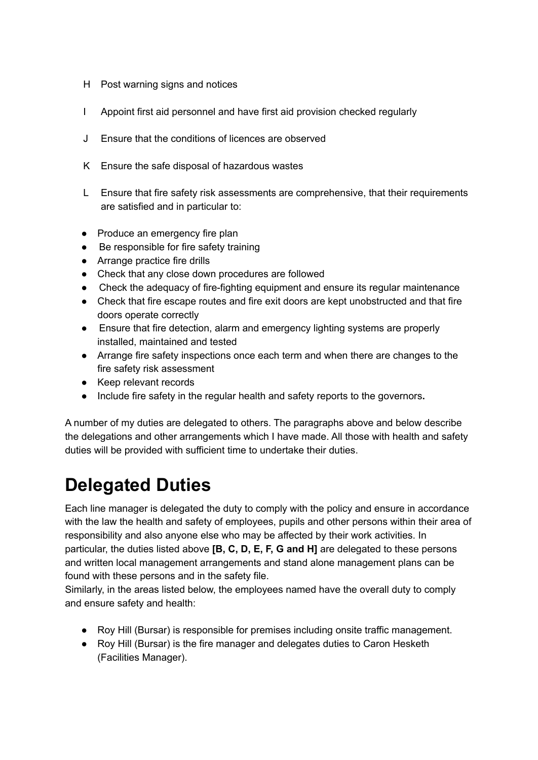H Post warning signs and notices

I Appoint first aid personnel and have first aid provision checked regularly

J Ensure that the conditions of licences are observed

K Ensure the safe disposal of hazardous wastes

L Ensure that fire safety risk assessments are comprehensive, that their requirements are satisfied and in particular to:

- Produce an emergency fire plan
- Be responsible for fire safety training
- Arrange practice fire drills
- Check that any close down procedures are followed
- Check the adequacy of fire-fighting equipment and ensure its regular maintenance
- Check that fire escape routes and fire exit doors are kept unobstructed and that fire doors operate correctly
- Ensure that fire detection, alarm and emergency lighting systems are properly installed, maintained and tested
- Arrange fire safety inspections once each term and when there are changes to the fire safety risk assessment
- Keep relevant records
- Include fire safety in the regular health and safety reports to the governors**.**

A number of my duties are delegated to others. The paragraphs above and below describe the delegations and other arrangements which I have made. All those with health and safety duties will be provided with sufficient time to undertake their duties.

# Delegated Duties

Each line manager is delegated the duty to comply with the policy and ensure in accordance with the law the health and safety of employees, pupils and other persons within their area of responsibility and also anyone else who may be affected by their work activities. In particular, the duties listed above **[B, C, D, E, F, G and H]** are delegated to these persons and written local management arrangements and stand alone management plans can be found with these persons and in the safety file.
Similarly, in the areas listed below, the employees named have the overall duty to comply and ensure safety and health:

- Roy Hill (Bursar) is responsible for premises including onsite traffic management.
- Roy Hill (Bursar) is the fire manager and delegates duties to Caron Hesketh (Facilities Manager).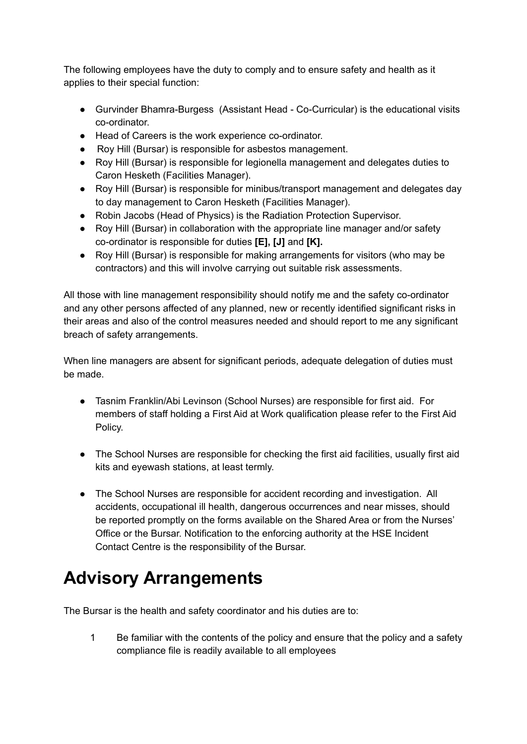The following employees have the duty to comply and to ensure safety and health as it applies to their special function:

- Gurvinder Bhamra-Burgess (Assistant Head - Co-Curricular) is the educational visits co-ordinator.
- Head of Careers is the work experience co-ordinator.
- Roy Hill (Bursar) is responsible for asbestos management.
- Roy Hill (Bursar) is responsible for legionella management and delegates duties to Caron Hesketh (Facilities Manager).
- Roy Hill (Bursar) is responsible for minibus/transport management and delegates day to day management to Caron Hesketh (Facilities Manager).
- Robin Jacobs (Head of Physics) is the Radiation Protection Supervisor.
- Roy Hill (Bursar) in collaboration with the appropriate line manager and/or safety co-ordinator is responsible for duties **[E], [J]** and **[K].**
- Roy Hill (Bursar) is responsible for making arrangements for visitors (who may be contractors) and this will involve carrying out suitable risk assessments.

All those with line management responsibility should notify me and the safety co-ordinator and any other persons affected of any planned, new or recently identified significant risks in their areas and also of the control measures needed and should report to me any significant breach of safety arrangements.

When line managers are absent for significant periods, adequate delegation of duties must be made.

- Tasnim Franklin/Abi Levinson (School Nurses) are responsible for first aid. For members of staff holding a First Aid at Work qualification please refer to the First Aid Policy.

- The School Nurses are responsible for checking the first aid facilities, usually first aid kits and eyewash stations, at least termly.

- The School Nurses are responsible for accident recording and investigation. All accidents, occupational ill health, dangerous occurrences and near misses, should be reported promptly on the forms available on the Shared Area or from the Nurses' Office or the Bursar. Notification to the enforcing authority at the HSE Incident Contact Centre is the responsibility of the Bursar.

# Advisory Arrangements

The Bursar is the health and safety coordinator and his duties are to:

1. Be familiar with the contents of the policy and ensure that the policy and a safety compliance file is readily available to all employees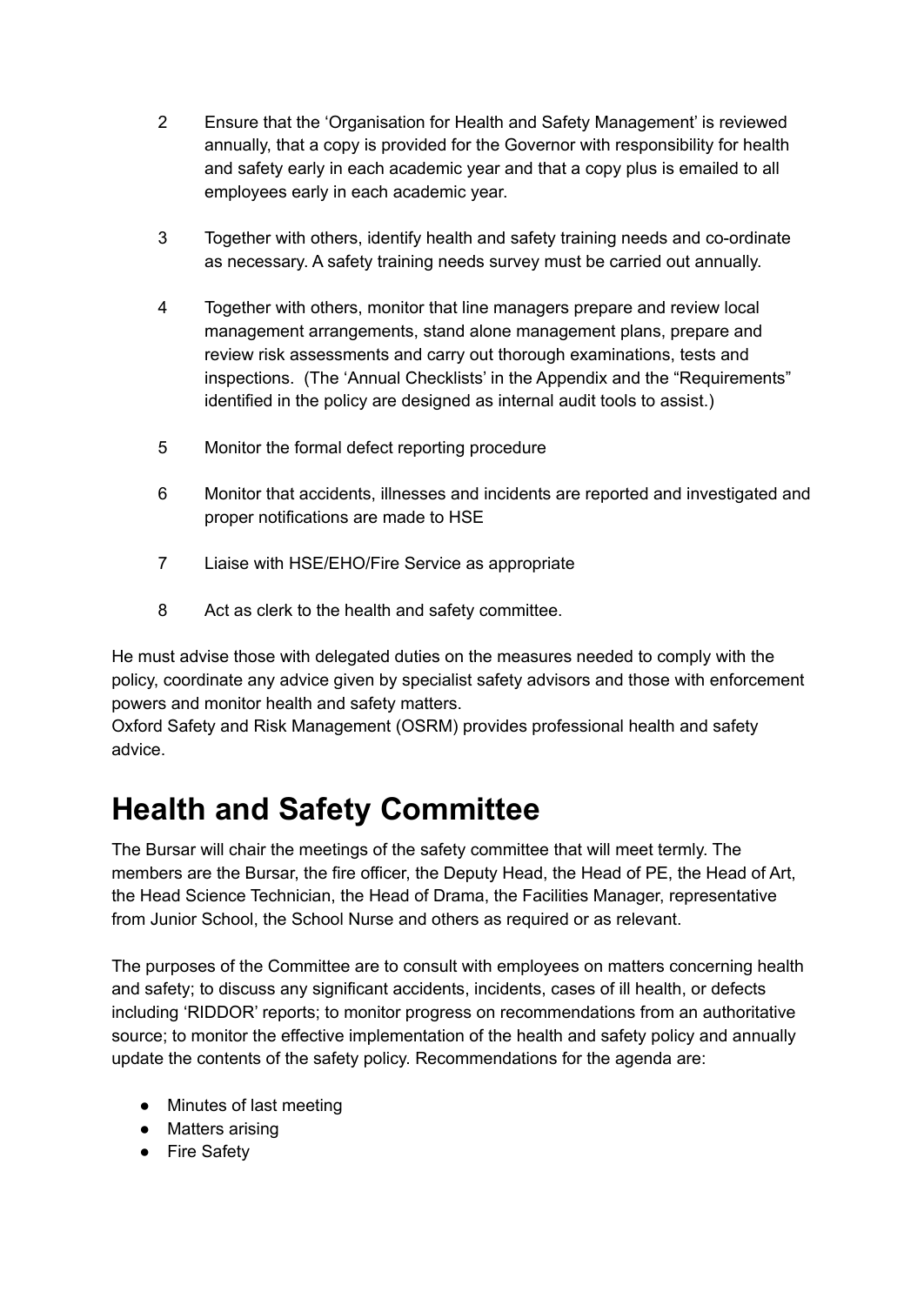2 Ensure that the 'Organisation for Health and Safety Management' is reviewed annually, that a copy is provided for the Governor with responsibility for health and safety early in each academic year and that a copy plus is emailed to all employees early in each academic year.

3 Together with others, identify health and safety training needs and co-ordinate as necessary. A safety training needs survey must be carried out annually.

4 Together with others, monitor that line managers prepare and review local management arrangements, stand alone management plans, prepare and review risk assessments and carry out thorough examinations, tests and inspections. (The 'Annual Checklists' in the Appendix and the "Requirements" identified in the policy are designed as internal audit tools to assist.)

5 Monitor the formal defect reporting procedure

6 Monitor that accidents, illnesses and incidents are reported and investigated and proper notifications are made to HSE

7 Liaise with HSE/EHO/Fire Service as appropriate

8 Act as clerk to the health and safety committee.

He must advise those with delegated duties on the measures needed to comply with the policy, coordinate any advice given by specialist safety advisors and those with enforcement powers and monitor health and safety matters.
Oxford Safety and Risk Management (OSRM) provides professional health and safety advice.

# Health and Safety Committee

The Bursar will chair the meetings of the safety committee that will meet termly. The members are the Bursar, the fire officer, the Deputy Head, the Head of PE, the Head of Art, the Head Science Technician, the Head of Drama, the Facilities Manager, representative from Junior School, the School Nurse and others as required or as relevant.

The purposes of the Committee are to consult with employees on matters concerning health and safety; to discuss any significant accidents, incidents, cases of ill health, or defects including 'RIDDOR' reports; to monitor progress on recommendations from an authoritative source; to monitor the effective implementation of the health and safety policy and annually update the contents of the safety policy. Recommendations for the agenda are:

- Minutes of last meeting
- Matters arising
- Fire Safety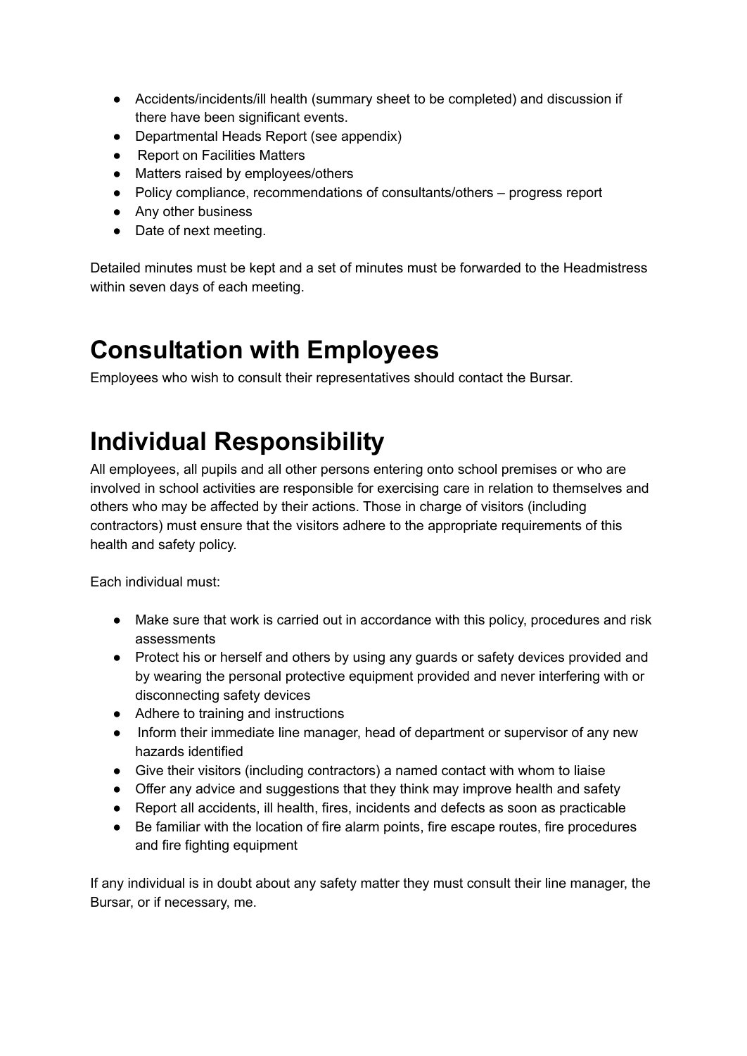- Accidents/incidents/ill health (summary sheet to be completed) and discussion if there have been significant events.
- Departmental Heads Report (see appendix)
- Report on Facilities Matters
- Matters raised by employees/others
- Policy compliance, recommendations of consultants/others – progress report
- Any other business
- Date of next meeting.

Detailed minutes must be kept and a set of minutes must be forwarded to the Headmistress within seven days of each meeting.

# Consultation with Employees

Employees who wish to consult their representatives should contact the Bursar.

# Individual Responsibility

All employees, all pupils and all other persons entering onto school premises or who are involved in school activities are responsible for exercising care in relation to themselves and others who may be affected by their actions. Those in charge of visitors (including contractors) must ensure that the visitors adhere to the appropriate requirements of this health and safety policy.

Each individual must:

- Make sure that work is carried out in accordance with this policy, procedures and risk assessments
- Protect his or herself and others by using any guards or safety devices provided and by wearing the personal protective equipment provided and never interfering with or disconnecting safety devices
- Adhere to training and instructions
- Inform their immediate line manager, head of department or supervisor of any new hazards identified
- Give their visitors (including contractors) a named contact with whom to liaise
- Offer any advice and suggestions that they think may improve health and safety
- Report all accidents, ill health, fires, incidents and defects as soon as practicable
- Be familiar with the location of fire alarm points, fire escape routes, fire procedures and fire fighting equipment

If any individual is in doubt about any safety matter they must consult their line manager, the Bursar, or if necessary, me.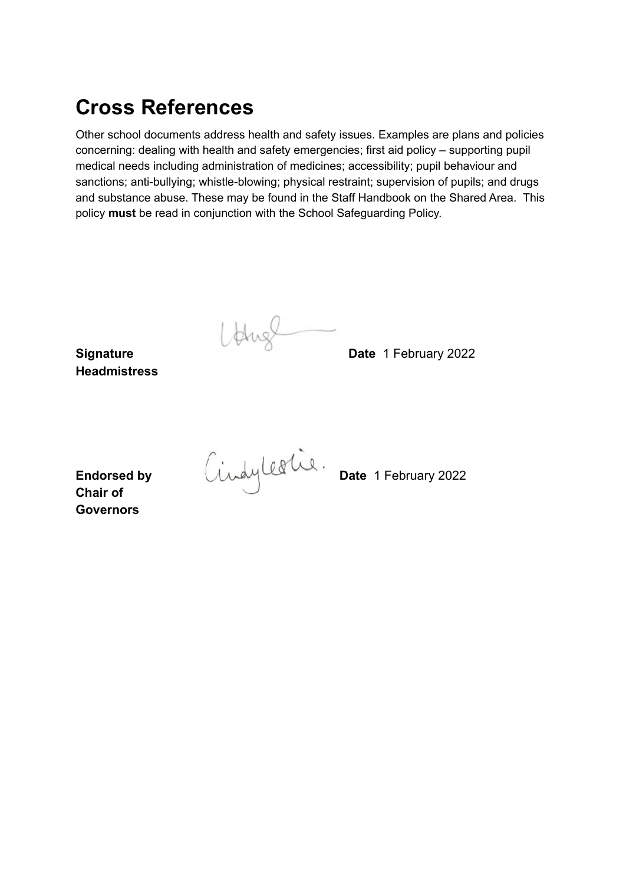## Cross References

Other school documents address health and safety issues. Examples are plans and policies concerning: dealing with health and safety emergencies; first aid policy – supporting pupil medical needs including administration of medicines; accessibility; pupil behaviour and sanctions; anti-bullying; whistle-blowing; physical restraint; supervision of pupils; and drugs and substance abuse. These may be found in the Staff Handbook on the Shared Area. This policy **must** be read in conjunction with the School Safeguarding Policy.

**Signature Headmistress** **Date** 1 February 2022

**Endorsed by Chair of Governors** **Date** 1 February 2022